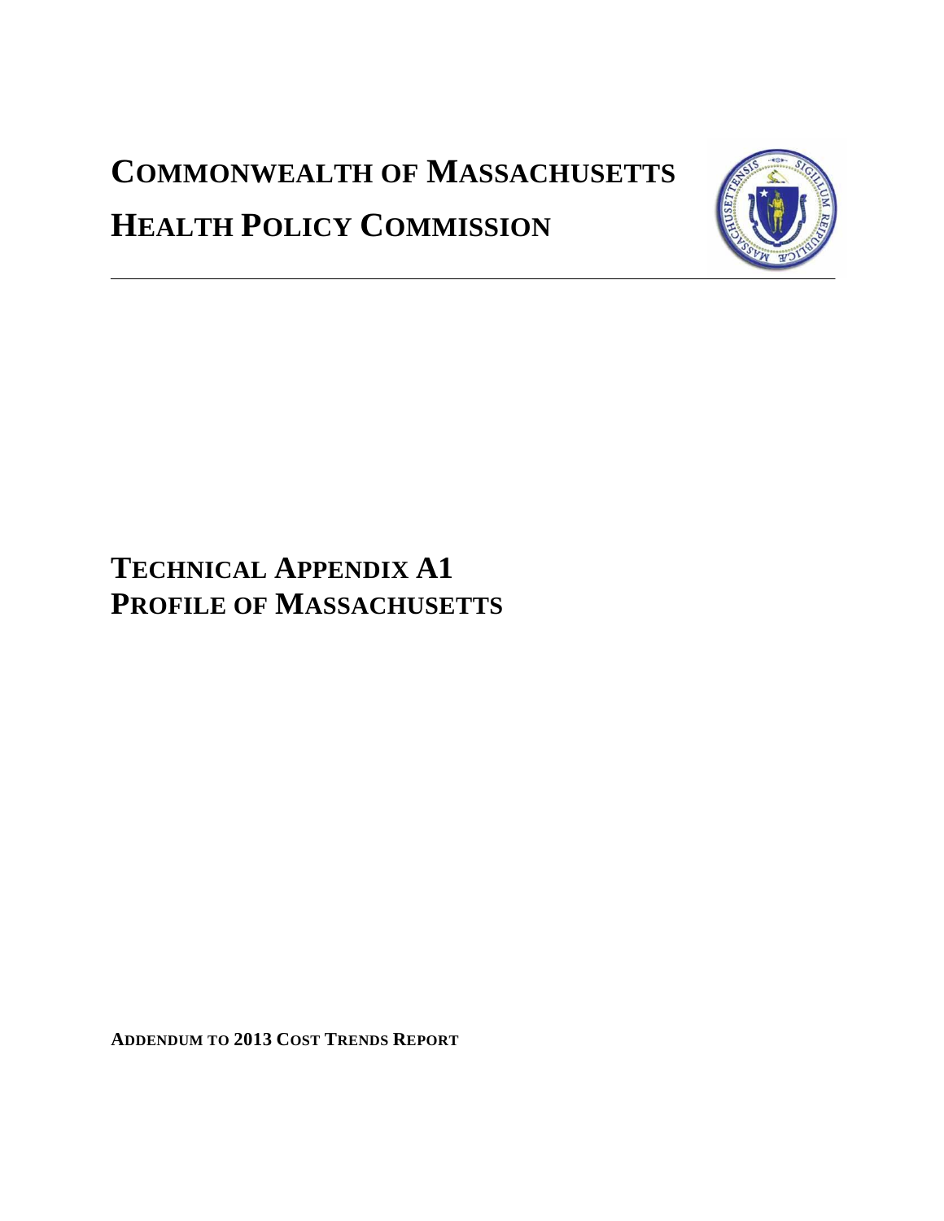# COMMONWEALTH OF MASSACHUSETTS

# HEALTH POLICY COMMISSION

---

## TECHNICAL APPENDIX A1
## PROFILE OF MASSACHUSETTS

**ADDENDUM TO 2013 COST TRENDS REPORT**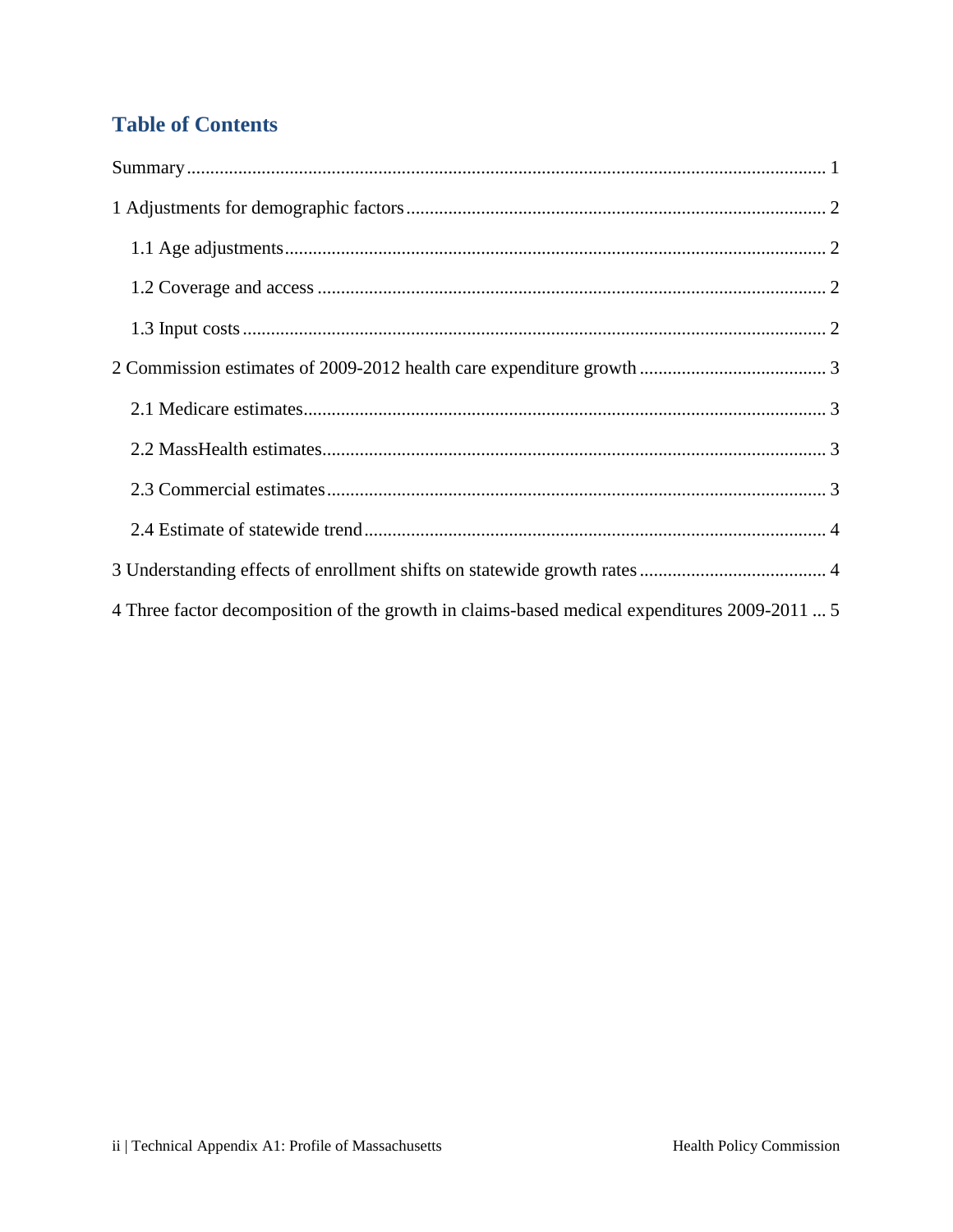## Table of Contents

Summary ........................................................................................................................ 1

1 Adjustments for demographic factors .......................................................................... 2

  1.1 Age adjustments .................................................................................................... 2

  1.2 Coverage and access ............................................................................................. 2

  1.3 Input costs ............................................................................................................. 2

2 Commission estimates of 2009-2012 health care expenditure growth ........................................ 3

  2.1 Medicare estimates ................................................................................................ 3

  2.2 MassHealth estimates ............................................................................................ 3

  2.3 Commercial estimates ........................................................................................... 3

  2.4 Estimate of statewide trend ................................................................................... 4

3 Understanding effects of enrollment shifts on statewide growth rates ........................................ 4

4 Three factor decomposition of the growth in claims-based medical expenditures 2009-2011 ... 5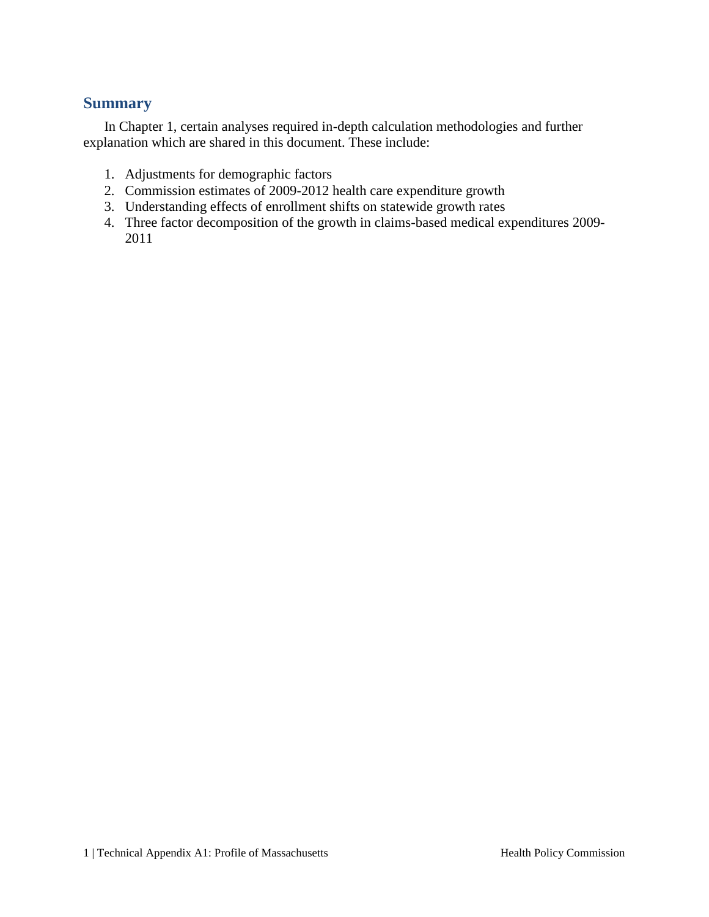## Summary

In Chapter 1, certain analyses required in-depth calculation methodologies and further explanation which are shared in this document. These include:

1. Adjustments for demographic factors
2. Commission estimates of 2009-2012 health care expenditure growth
3. Understanding effects of enrollment shifts on statewide growth rates
4. Three factor decomposition of the growth in claims-based medical expenditures 2009-2011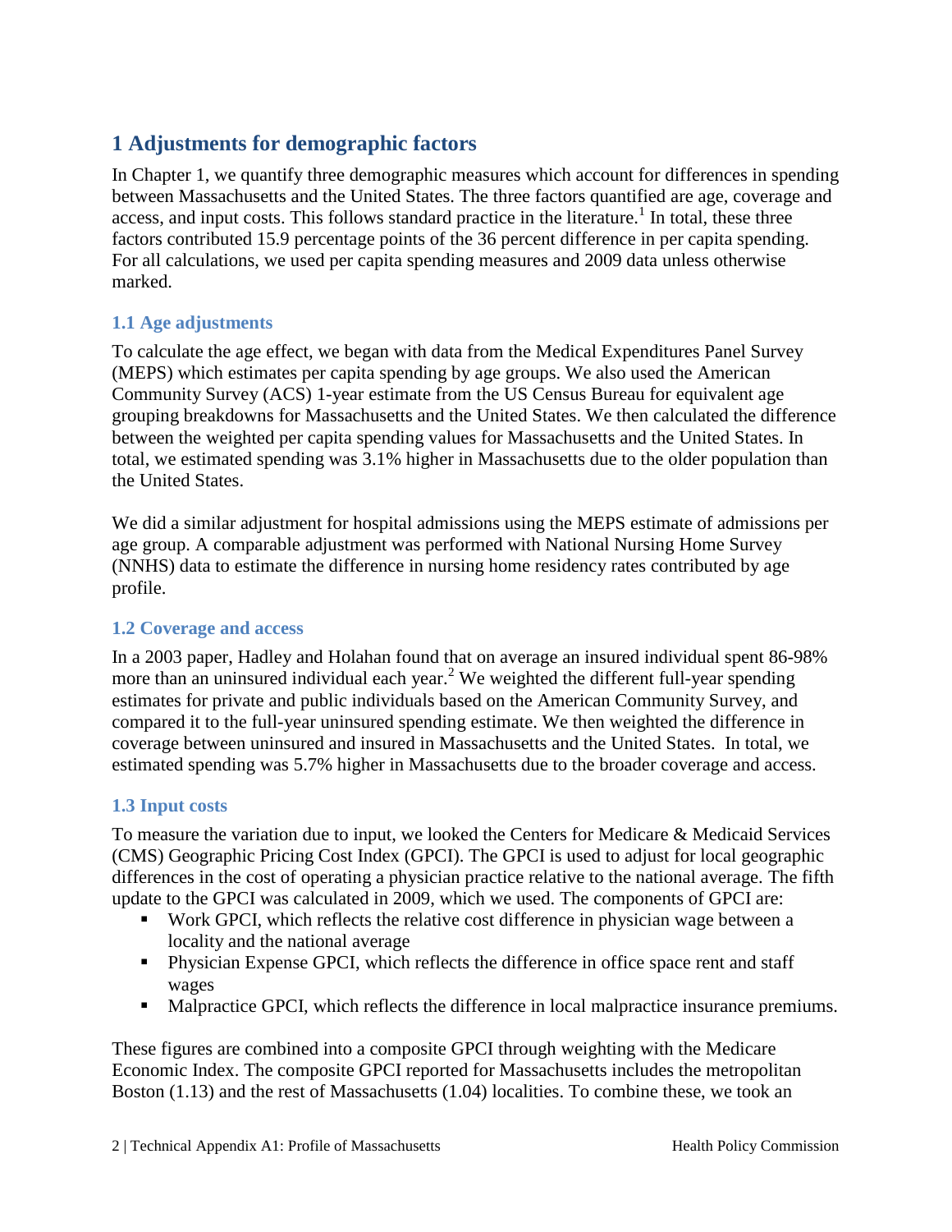# 1 Adjustments for demographic factors

In Chapter 1, we quantify three demographic measures which account for differences in spending between Massachusetts and the United States. The three factors quantified are age, coverage and access, and input costs. This follows standard practice in the literature.[1] In total, these three factors contributed 15.9 percentage points of the 36 percent difference in per capita spending. For all calculations, we used per capita spending measures and 2009 data unless otherwise marked.

## 1.1 Age adjustments

To calculate the age effect, we began with data from the Medical Expenditures Panel Survey (MEPS) which estimates per capita spending by age groups. We also used the American Community Survey (ACS) 1-year estimate from the US Census Bureau for equivalent age grouping breakdowns for Massachusetts and the United States. We then calculated the difference between the weighted per capita spending values for Massachusetts and the United States. In total, we estimated spending was 3.1% higher in Massachusetts due to the older population than the United States.

We did a similar adjustment for hospital admissions using the MEPS estimate of admissions per age group. A comparable adjustment was performed with National Nursing Home Survey (NNHS) data to estimate the difference in nursing home residency rates contributed by age profile.

## 1.2 Coverage and access

In a 2003 paper, Hadley and Holahan found that on average an insured individual spent 86-98% more than an uninsured individual each year.[2] We weighted the different full-year spending estimates for private and public individuals based on the American Community Survey, and compared it to the full-year uninsured spending estimate. We then weighted the difference in coverage between uninsured and insured in Massachusetts and the United States. In total, we estimated spending was 5.7% higher in Massachusetts due to the broader coverage and access.

## 1.3 Input costs

To measure the variation due to input, we looked the Centers for Medicare & Medicaid Services (CMS) Geographic Pricing Cost Index (GPCI). The GPCI is used to adjust for local geographic differences in the cost of operating a physician practice relative to the national average. The fifth update to the GPCI was calculated in 2009, which we used. The components of GPCI are:

- Work GPCI, which reflects the relative cost difference in physician wage between a locality and the national average
- Physician Expense GPCI, which reflects the difference in office space rent and staff wages
- Malpractice GPCI, which reflects the difference in local malpractice insurance premiums.

These figures are combined into a composite GPCI through weighting with the Medicare Economic Index. The composite GPCI reported for Massachusetts includes the metropolitan Boston (1.13) and the rest of Massachusetts (1.04) localities. To combine these, we took an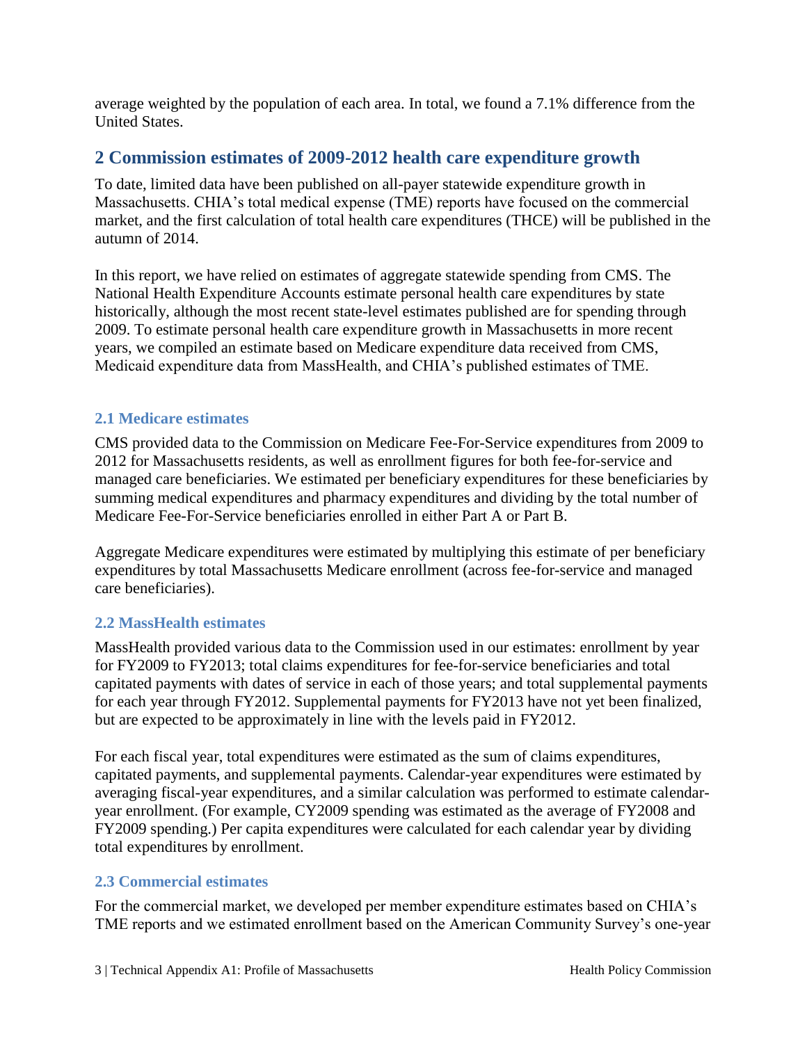average weighted by the population of each area. In total, we found a 7.1% difference from the United States.

## 2 Commission estimates of 2009-2012 health care expenditure growth

To date, limited data have been published on all-payer statewide expenditure growth in Massachusetts. CHIA's total medical expense (TME) reports have focused on the commercial market, and the first calculation of total health care expenditures (THCE) will be published in the autumn of 2014.

In this report, we have relied on estimates of aggregate statewide spending from CMS. The National Health Expenditure Accounts estimate personal health care expenditures by state historically, although the most recent state-level estimates published are for spending through 2009. To estimate personal health care expenditure growth in Massachusetts in more recent years, we compiled an estimate based on Medicare expenditure data received from CMS, Medicaid expenditure data from MassHealth, and CHIA's published estimates of TME.

### 2.1 Medicare estimates

CMS provided data to the Commission on Medicare Fee-For-Service expenditures from 2009 to 2012 for Massachusetts residents, as well as enrollment figures for both fee-for-service and managed care beneficiaries. We estimated per beneficiary expenditures for these beneficiaries by summing medical expenditures and pharmacy expenditures and dividing by the total number of Medicare Fee-For-Service beneficiaries enrolled in either Part A or Part B.

Aggregate Medicare expenditures were estimated by multiplying this estimate of per beneficiary expenditures by total Massachusetts Medicare enrollment (across fee-for-service and managed care beneficiaries).

### 2.2 MassHealth estimates

MassHealth provided various data to the Commission used in our estimates: enrollment by year for FY2009 to FY2013; total claims expenditures for fee-for-service beneficiaries and total capitated payments with dates of service in each of those years; and total supplemental payments for each year through FY2012. Supplemental payments for FY2013 have not yet been finalized, but are expected to be approximately in line with the levels paid in FY2012.

For each fiscal year, total expenditures were estimated as the sum of claims expenditures, capitated payments, and supplemental payments. Calendar-year expenditures were estimated by averaging fiscal-year expenditures, and a similar calculation was performed to estimate calendar-year enrollment. (For example, CY2009 spending was estimated as the average of FY2008 and FY2009 spending.) Per capita expenditures were calculated for each calendar year by dividing total expenditures by enrollment.

### 2.3 Commercial estimates

For the commercial market, we developed per member expenditure estimates based on CHIA's TME reports and we estimated enrollment based on the American Community Survey's one-year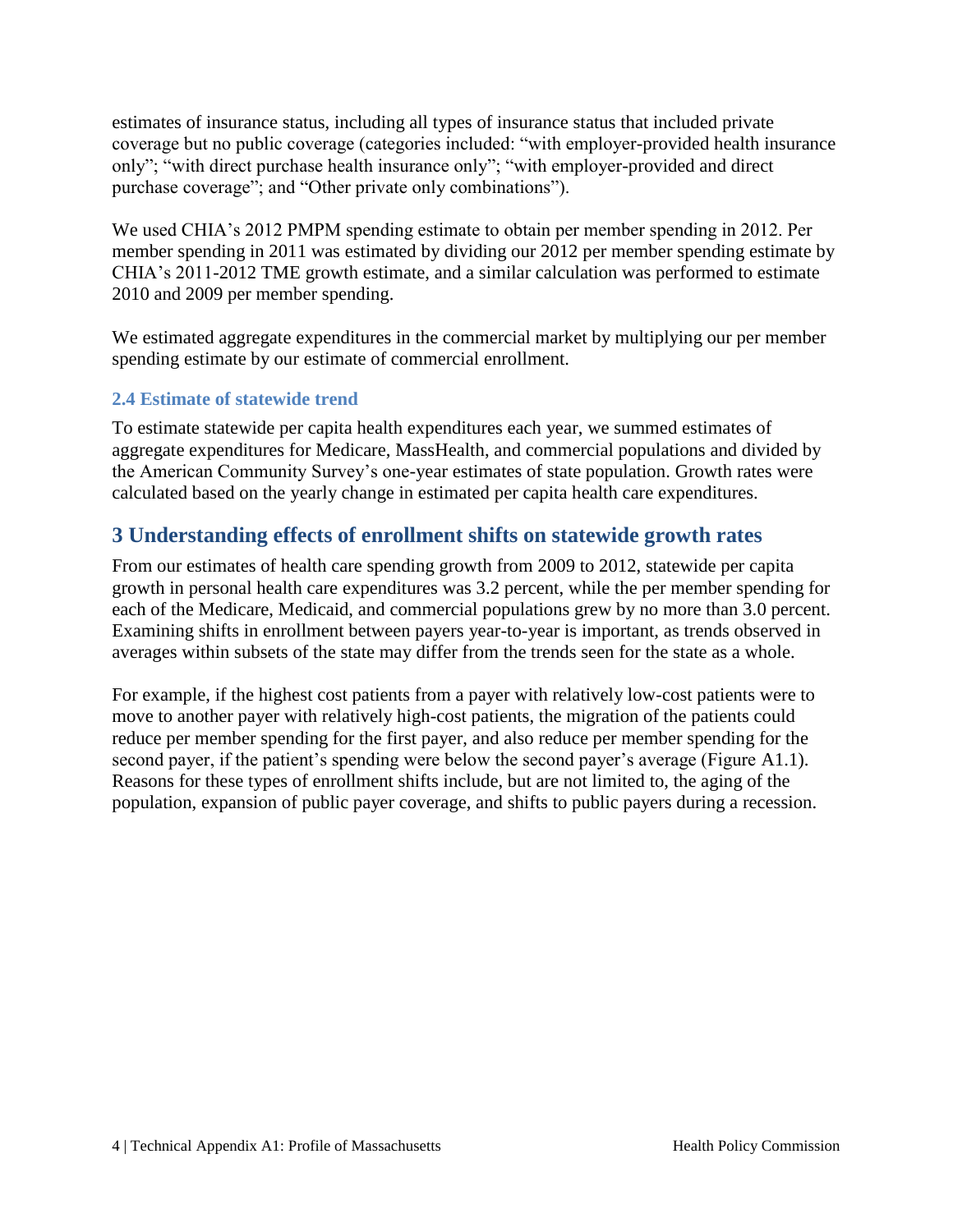estimates of insurance status, including all types of insurance status that included private coverage but no public coverage (categories included: "with employer-provided health insurance only"; "with direct purchase health insurance only"; "with employer-provided and direct purchase coverage"; and "Other private only combinations").

We used CHIA's 2012 PMPM spending estimate to obtain per member spending in 2012. Per member spending in 2011 was estimated by dividing our 2012 per member spending estimate by CHIA's 2011-2012 TME growth estimate, and a similar calculation was performed to estimate 2010 and 2009 per member spending.

We estimated aggregate expenditures in the commercial market by multiplying our per member spending estimate by our estimate of commercial enrollment.

### 2.4 Estimate of statewide trend

To estimate statewide per capita health expenditures each year, we summed estimates of aggregate expenditures for Medicare, MassHealth, and commercial populations and divided by the American Community Survey's one-year estimates of state population. Growth rates were calculated based on the yearly change in estimated per capita health care expenditures.

## 3 Understanding effects of enrollment shifts on statewide growth rates

From our estimates of health care spending growth from 2009 to 2012, statewide per capita growth in personal health care expenditures was 3.2 percent, while the per member spending for each of the Medicare, Medicaid, and commercial populations grew by no more than 3.0 percent. Examining shifts in enrollment between payers year-to-year is important, as trends observed in averages within subsets of the state may differ from the trends seen for the state as a whole.

For example, if the highest cost patients from a payer with relatively low-cost patients were to move to another payer with relatively high-cost patients, the migration of the patients could reduce per member spending for the first payer, and also reduce per member spending for the second payer, if the patient's spending were below the second payer's average (Figure A1.1). Reasons for these types of enrollment shifts include, but are not limited to, the aging of the population, expansion of public payer coverage, and shifts to public payers during a recession.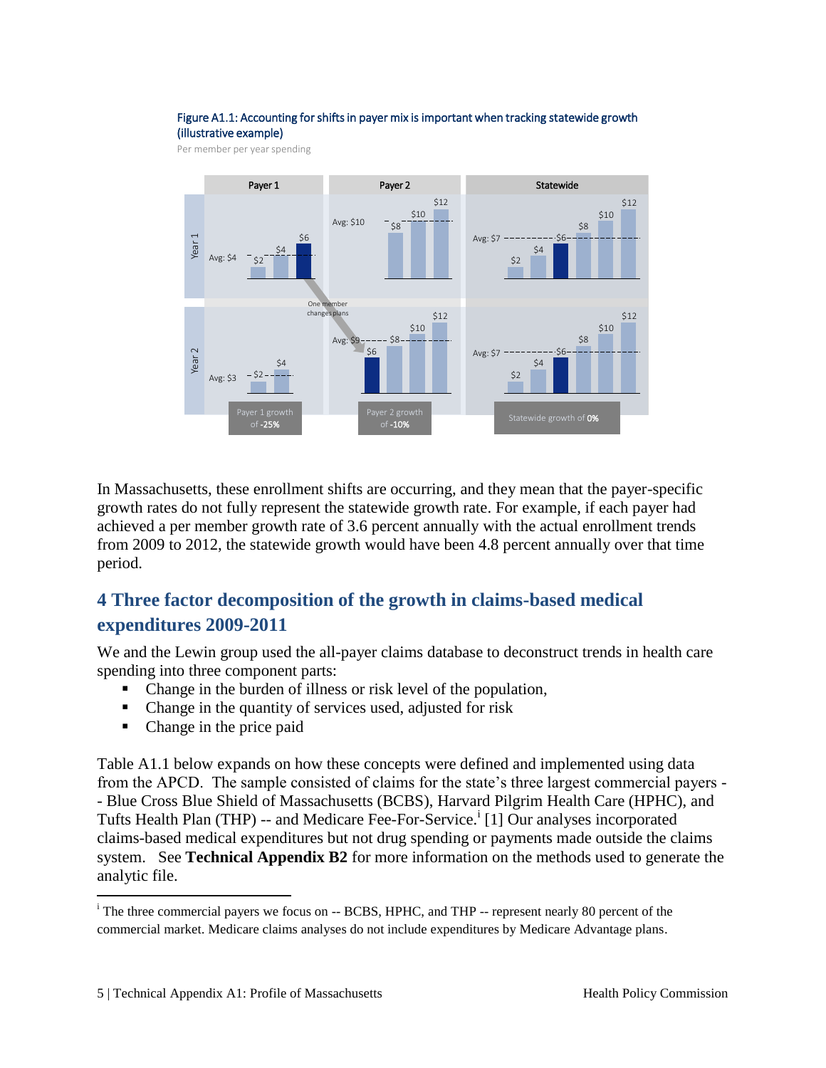Figure A1.1: Accounting for shifts in payer mix is important when tracking statewide growth (illustrative example)

Per member per year spending

| | Payer 1 | Payer 2 | Statewide |
|---|---|---|---|
| Year 1 | Avg: $4 ($2, $4, $6) | Avg: $10 ($8, $10, $12) | Avg: $7 ($2, $4, $6, $8, $10, $12) |
| Year 2 | Avg: $3 ($2, $4) | Avg: $9 ($6, $8, $10, $12) | Avg: $7 ($2, $4, $6, $8, $10, $12) |
| | Payer 1 growth of **-25%** | Payer 2 growth of **-10%** | Statewide growth of **0%** |

One member changes plans

In Massachusetts, these enrollment shifts are occurring, and they mean that the payer-specific growth rates do not fully represent the statewide growth rate. For example, if each payer had achieved a per member growth rate of 3.6 percent annually with the actual enrollment trends from 2009 to 2012, the statewide growth would have been 4.8 percent annually over that time period.

## 4 Three factor decomposition of the growth in claims-based medical expenditures 2009-2011

We and the Lewin group used the all-payer claims database to deconstruct trends in health care spending into three component parts:

- Change in the burden of illness or risk level of the population,
- Change in the quantity of services used, adjusted for risk
- Change in the price paid

Table A1.1 below expands on how these concepts were defined and implemented using data from the APCD. The sample consisted of claims for the state's three largest commercial payers -- Blue Cross Blue Shield of Massachusetts (BCBS), Harvard Pilgrim Health Care (HPHC), and Tufts Health Plan (THP) -- and Medicare Fee-For-Service.[i] [1] Our analyses incorporated claims-based medical expenditures but not drug spending or payments made outside the claims system. See **Technical Appendix B2** for more information on the methods used to generate the analytic file.

[i] The three commercial payers we focus on -- BCBS, HPHC, and THP -- represent nearly 80 percent of the commercial market. Medicare claims analyses do not include expenditures by Medicare Advantage plans.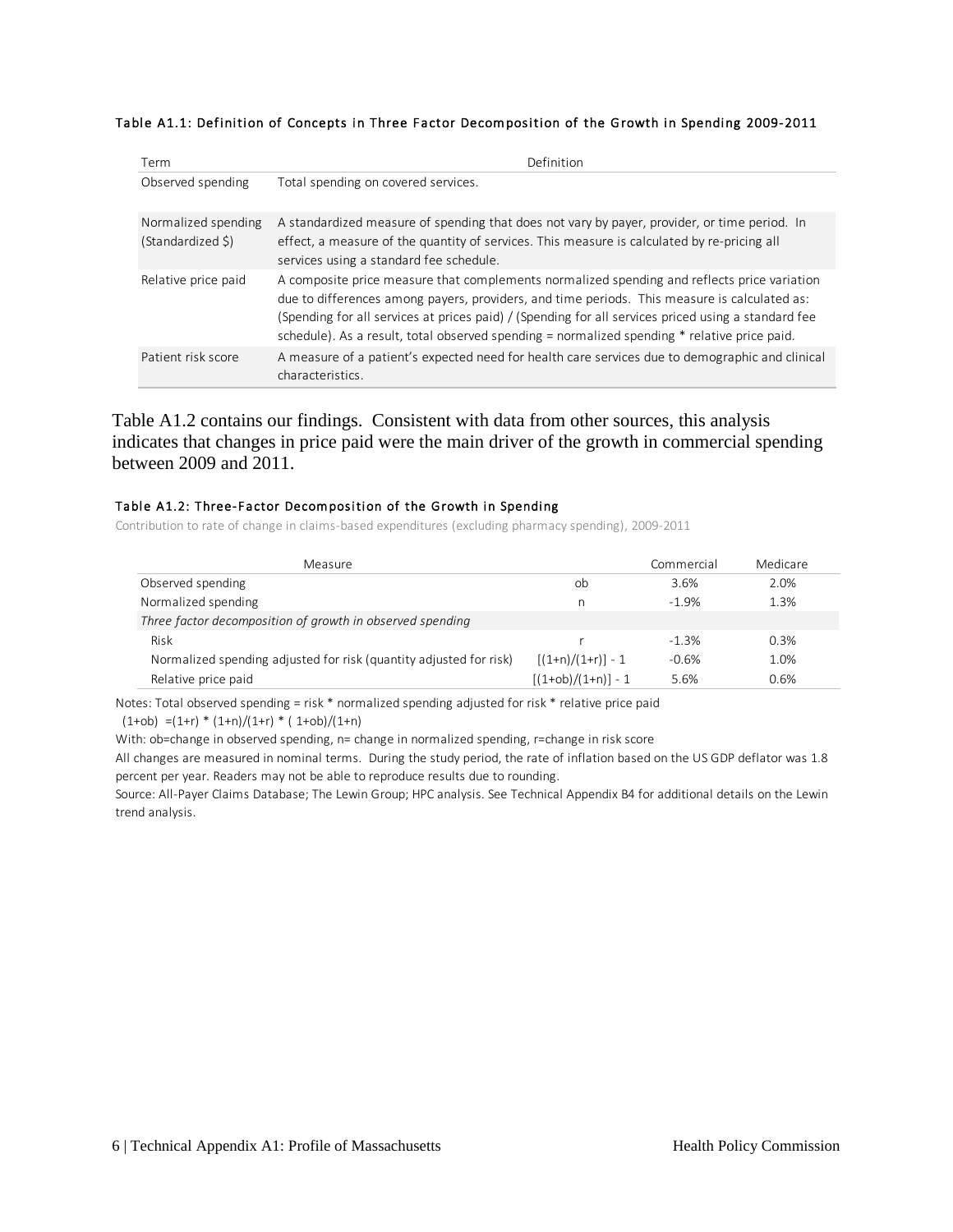#### Table A1.1: Definition of Concepts in Three Factor Decomposition of the Growth in Spending 2009-2011

| Term | Definition |
|---|---|
| Observed spending | Total spending on covered services. |
| Normalized spending (Standardized $) | A standardized measure of spending that does not vary by payer, provider, or time period. In effect, a measure of the quantity of services. This measure is calculated by re-pricing all services using a standard fee schedule. |
| Relative price paid | A composite price measure that complements normalized spending and reflects price variation due to differences among payers, providers, and time periods. This measure is calculated as: (Spending for all services at prices paid) / (Spending for all services priced using a standard fee schedule). As a result, total observed spending = normalized spending * relative price paid. |
| Patient risk score | A measure of a patient's expected need for health care services due to demographic and clinical characteristics. |

Table A1.2 contains our findings. Consistent with data from other sources, this analysis indicates that changes in price paid were the main driver of the growth in commercial spending between 2009 and 2011.

#### Table A1.2: Three-Factor Decomposition of the Growth in Spending

Contribution to rate of change in claims-based expenditures (excluding pharmacy spending), 2009-2011

| Measure | | Commercial | Medicare |
|---|---|---|---|
| Observed spending | ob | 3.6% | 2.0% |
| Normalized spending | n | -1.9% | 1.3% |
| *Three factor decomposition of growth in observed spending* | | | |
| Risk | r | -1.3% | 0.3% |
| Normalized spending adjusted for risk (quantity adjusted for risk) | [(1+n)/(1+r)] - 1 | -0.6% | 1.0% |
| Relative price paid | [(1+ob)/(1+n)] - 1 | 5.6% | 0.6% |

Notes: Total observed spending = risk * normalized spending adjusted for risk * relative price paid

(1+ob) =(1+r) * (1+n)/(1+r) * ( 1+ob)/(1+n)

With: ob=change in observed spending, n= change in normalized spending, r=change in risk score

All changes are measured in nominal terms. During the study period, the rate of inflation based on the US GDP deflator was 1.8 percent per year. Readers may not be able to reproduce results due to rounding.

Source: All-Payer Claims Database; The Lewin Group; HPC analysis. See Technical Appendix B4 for additional details on the Lewin trend analysis.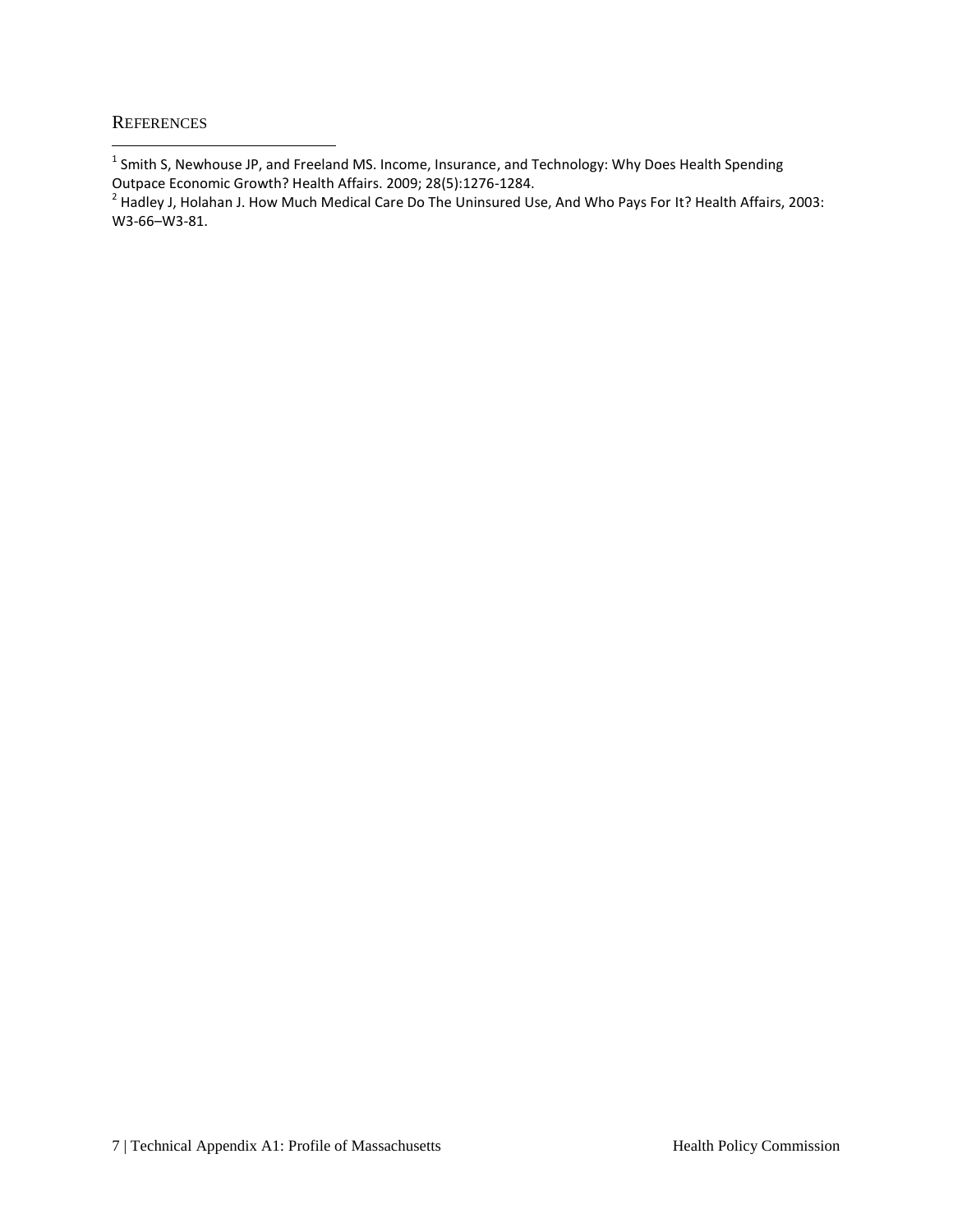## REFERENCES

[1] Smith S, Newhouse JP, and Freeland MS. Income, Insurance, and Technology: Why Does Health Spending Outpace Economic Growth? Health Affairs. 2009; 28(5):1276-1284.

[2] Hadley J, Holahan J. How Much Medical Care Do The Uninsured Use, And Who Pays For It? Health Affairs, 2003: W3-66–W3-81.